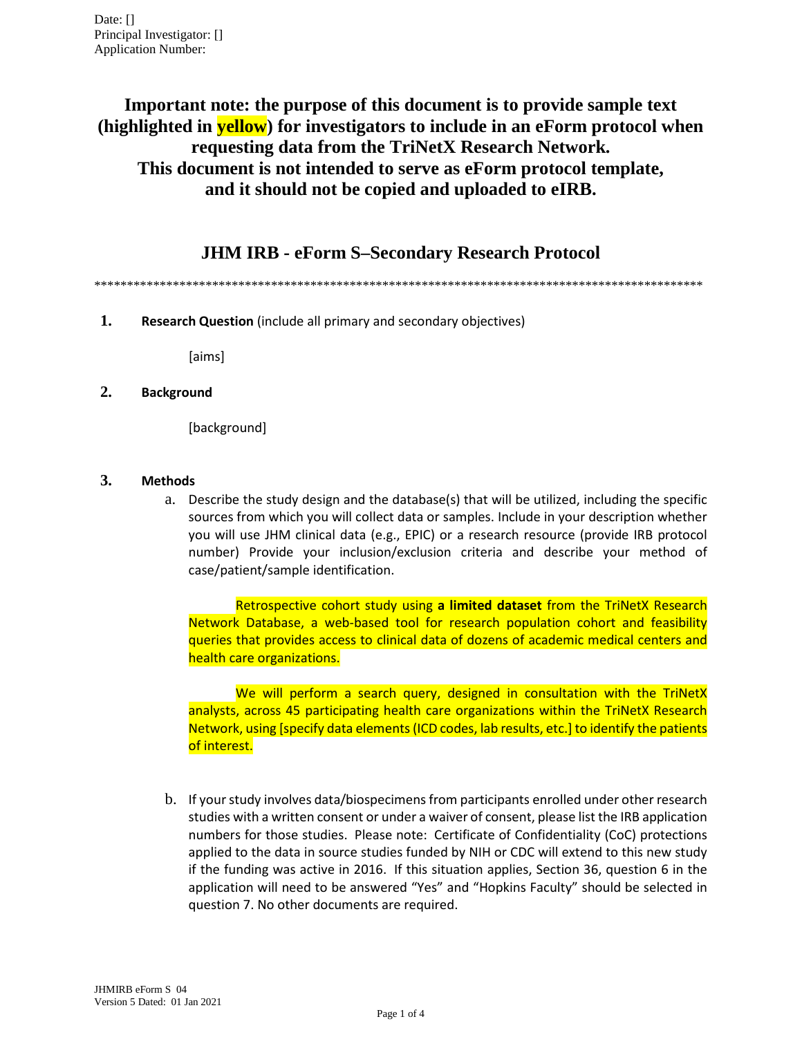Date: []
Principal Investigator: []
Application Number:

**Important note: the purpose of this document is to provide sample text (highlighted in yellow) for investigators to include in an eForm protocol when requesting data from the TriNetX Research Network.
This document is not intended to serve as eForm protocol template, and it should not be copied and uploaded to eIRB.**

# JHM IRB - eForm S–Secondary Research Protocol

\*\*\*\*\*\*\*\*\*\*\*\*\*\*\*\*\*\*\*\*\*\*\*\*\*\*\*\*\*\*\*\*\*\*\*\*\*\*\*\*\*\*\*\*\*\*\*\*\*\*\*\*\*\*\*\*\*\*\*\*\*\*\*\*\*\*\*\*\*\*\*\*\*\*\*\*\*\*\*\*\*\*\*\*\*\*\*\*\*\*\*\*\*\*\*\*\*\*

**1. Research Question** (include all primary and secondary objectives)

[aims]

**2. Background**

[background]

**3. Methods**

a. Describe the study design and the database(s) that will be utilized, including the specific sources from which you will collect data or samples. Include in your description whether you will use JHM clinical data (e.g., EPIC) or a research resource (provide IRB protocol number) Provide your inclusion/exclusion criteria and describe your method of case/patient/sample identification.

Retrospective cohort study using **a limited dataset** from the TriNetX Research Network Database, a web-based tool for research population cohort and feasibility queries that provides access to clinical data of dozens of academic medical centers and health care organizations.

We will perform a search query, designed in consultation with the TriNetX analysts, across 45 participating health care organizations within the TriNetX Research Network, using [specify data elements (ICD codes, lab results, etc.] to identify the patients of interest.

b. If your study involves data/biospecimens from participants enrolled under other research studies with a written consent or under a waiver of consent, please list the IRB application numbers for those studies. Please note: Certificate of Confidentiality (CoC) protections applied to the data in source studies funded by NIH or CDC will extend to this new study if the funding was active in 2016. If this situation applies, Section 36, question 6 in the application will need to be answered "Yes" and "Hopkins Faculty" should be selected in question 7. No other documents are required.

JHMIRB eForm S 04
Version 5 Dated: 01 Jan 2021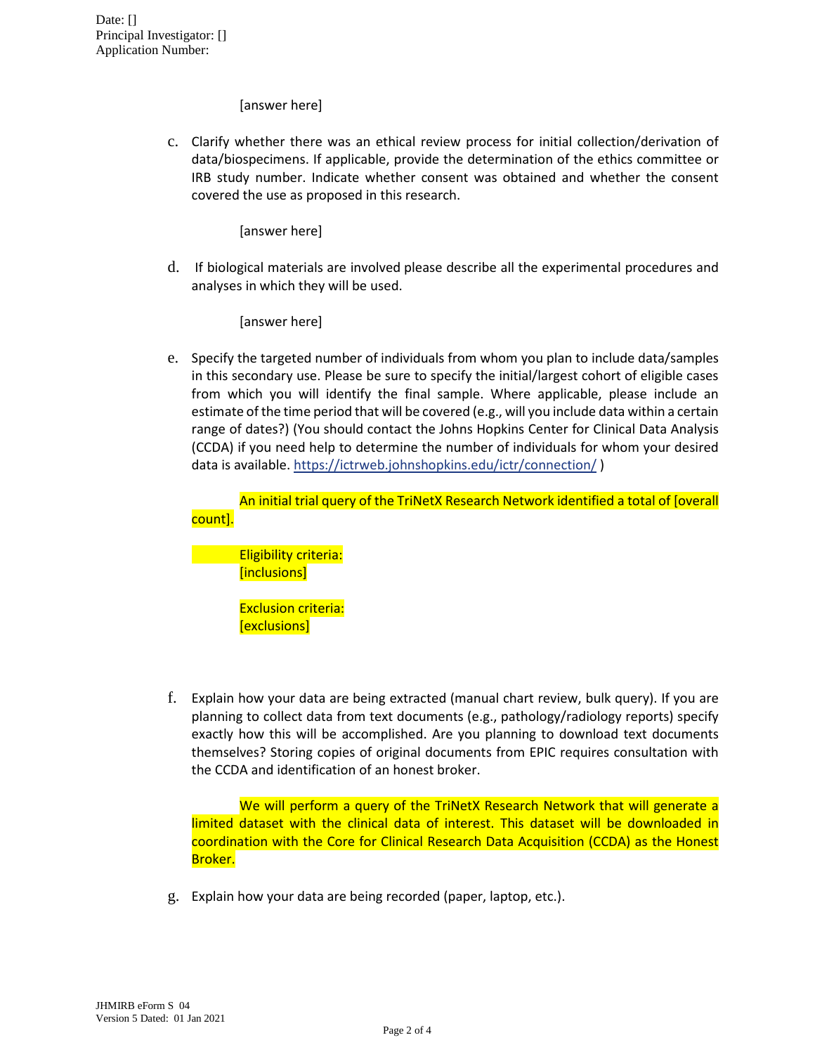Date: []
Principal Investigator: []
Application Number:

[answer here]

c. Clarify whether there was an ethical review process for initial collection/derivation of data/biospecimens. If applicable, provide the determination of the ethics committee or IRB study number. Indicate whether consent was obtained and whether the consent covered the use as proposed in this research.

[answer here]

d. If biological materials are involved please describe all the experimental procedures and analyses in which they will be used.

[answer here]

e. Specify the targeted number of individuals from whom you plan to include data/samples in this secondary use. Please be sure to specify the initial/largest cohort of eligible cases from which you will identify the final sample. Where applicable, please include an estimate of the time period that will be covered (e.g., will you include data within a certain range of dates?) (You should contact the Johns Hopkins Center for Clinical Data Analysis (CCDA) if you need help to determine the number of individuals for whom your desired data is available. https://ictrweb.johnshopkins.edu/ictr/connection/ )

An initial trial query of the TriNetX Research Network identified a total of [overall count].

Eligibility criteria:
[inclusions]

Exclusion criteria:
[exclusions]

f. Explain how your data are being extracted (manual chart review, bulk query). If you are planning to collect data from text documents (e.g., pathology/radiology reports) specify exactly how this will be accomplished. Are you planning to download text documents themselves? Storing copies of original documents from EPIC requires consultation with the CCDA and identification of an honest broker.

We will perform a query of the TriNetX Research Network that will generate a limited dataset with the clinical data of interest. This dataset will be downloaded in coordination with the Core for Clinical Research Data Acquisition (CCDA) as the Honest Broker.

g. Explain how your data are being recorded (paper, laptop, etc.).

JHMIRB eForm S 04
Version 5 Dated: 01 Jan 2021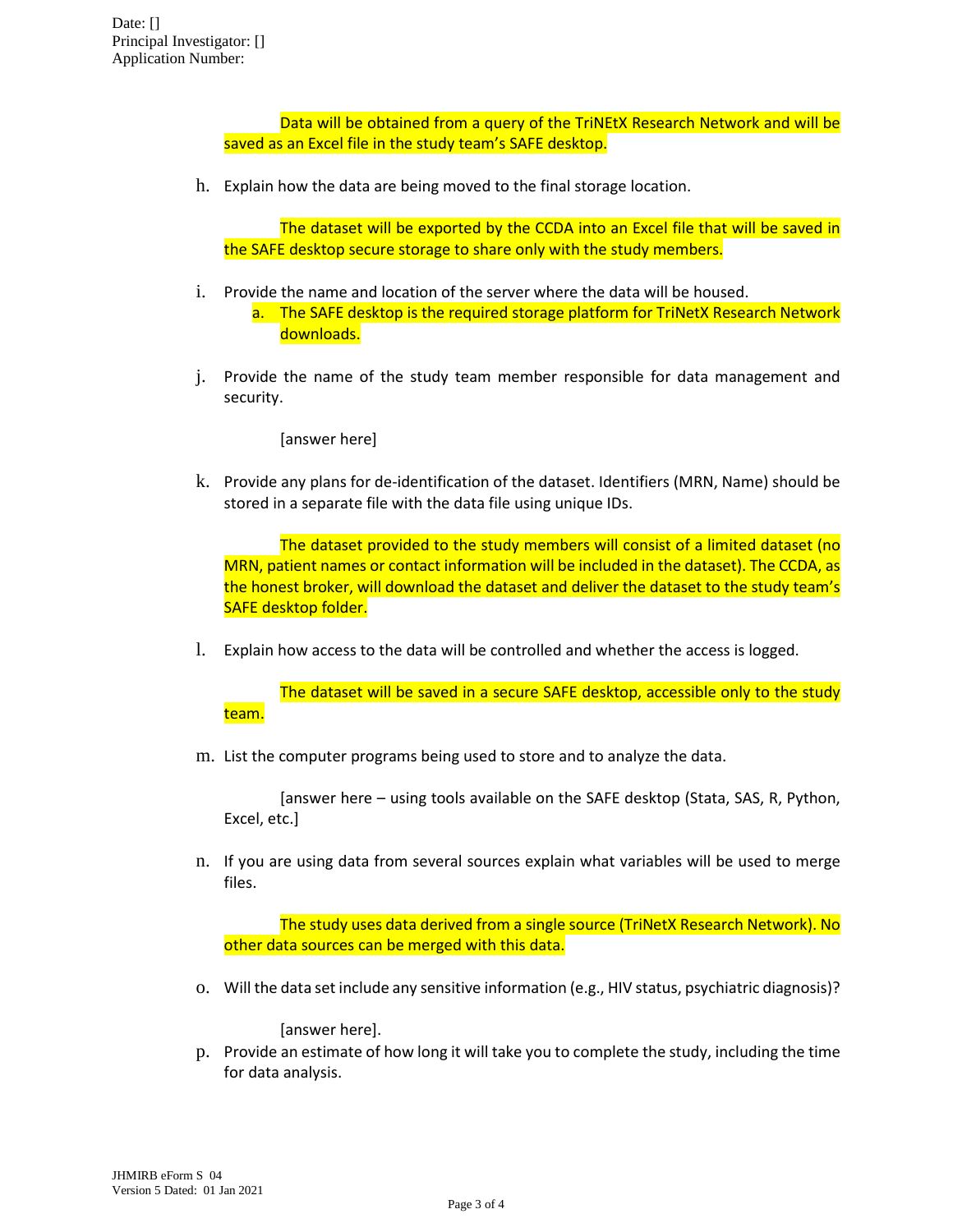Date: []
Principal Investigator: []
Application Number:

Data will be obtained from a query of the TriNEtX Research Network and will be saved as an Excel file in the study team's SAFE desktop.

h. Explain how the data are being moved to the final storage location.

The dataset will be exported by the CCDA into an Excel file that will be saved in the SAFE desktop secure storage to share only with the study members.

i. Provide the name and location of the server where the data will be housed.
   a. The SAFE desktop is the required storage platform for TriNetX Research Network downloads.

j. Provide the name of the study team member responsible for data management and security.

[answer here]

k. Provide any plans for de-identification of the dataset. Identifiers (MRN, Name) should be stored in a separate file with the data file using unique IDs.

The dataset provided to the study members will consist of a limited dataset (no MRN, patient names or contact information will be included in the dataset). The CCDA, as the honest broker, will download the dataset and deliver the dataset to the study team's SAFE desktop folder.

l. Explain how access to the data will be controlled and whether the access is logged.

The dataset will be saved in a secure SAFE desktop, accessible only to the study team.

m. List the computer programs being used to store and to analyze the data.

[answer here – using tools available on the SAFE desktop (Stata, SAS, R, Python, Excel, etc.]

n. If you are using data from several sources explain what variables will be used to merge files.

The study uses data derived from a single source (TriNetX Research Network). No other data sources can be merged with this data.

o. Will the data set include any sensitive information (e.g., HIV status, psychiatric diagnosis)?

[answer here].

p. Provide an estimate of how long it will take you to complete the study, including the time for data analysis.

JHMIRB eForm S 04
Version 5 Dated: 01 Jan 2021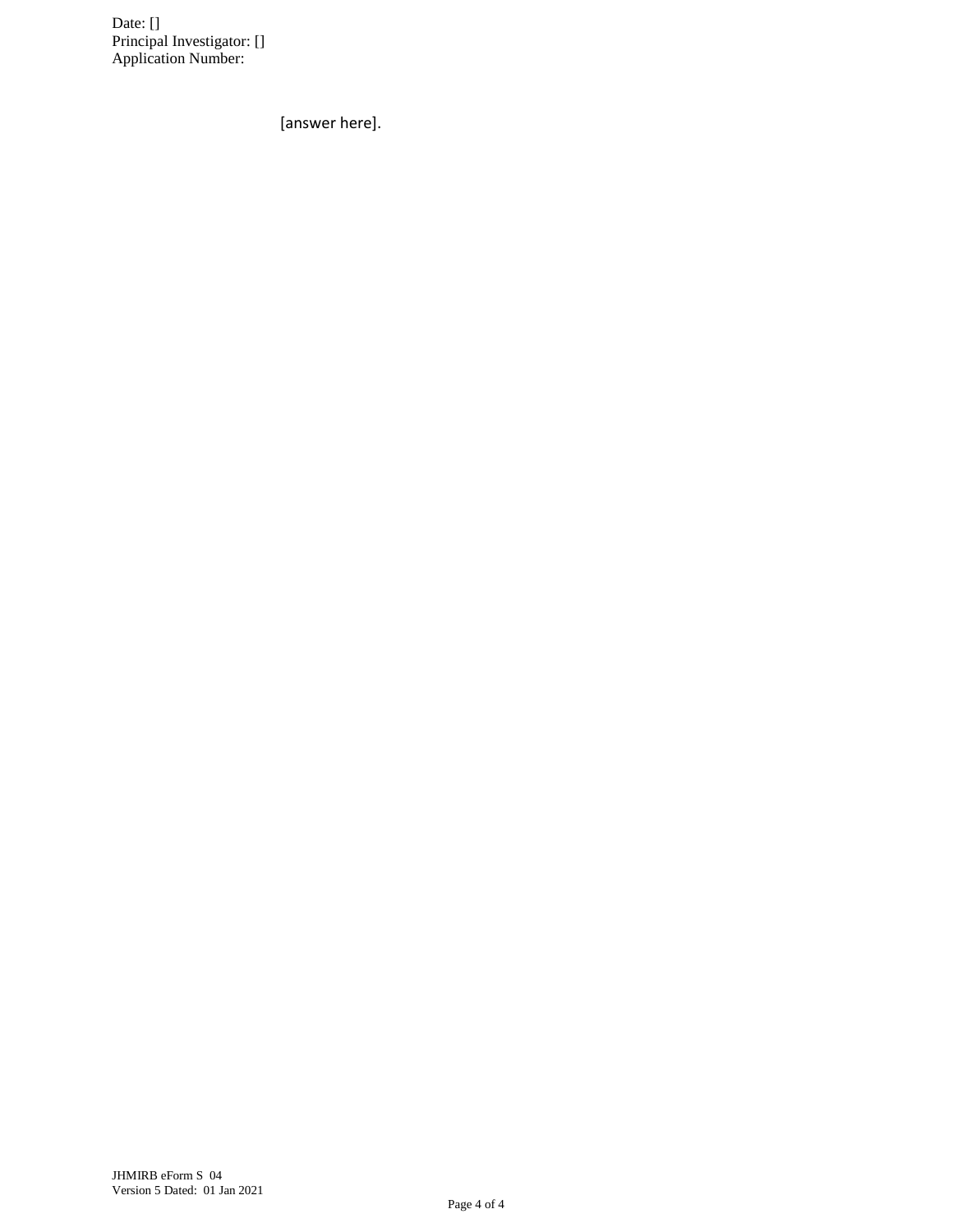Date: []
Principal Investigator: []
Application Number:

[answer here].

JHMIRB eForm S 04
Version 5 Dated: 01 Jan 2021